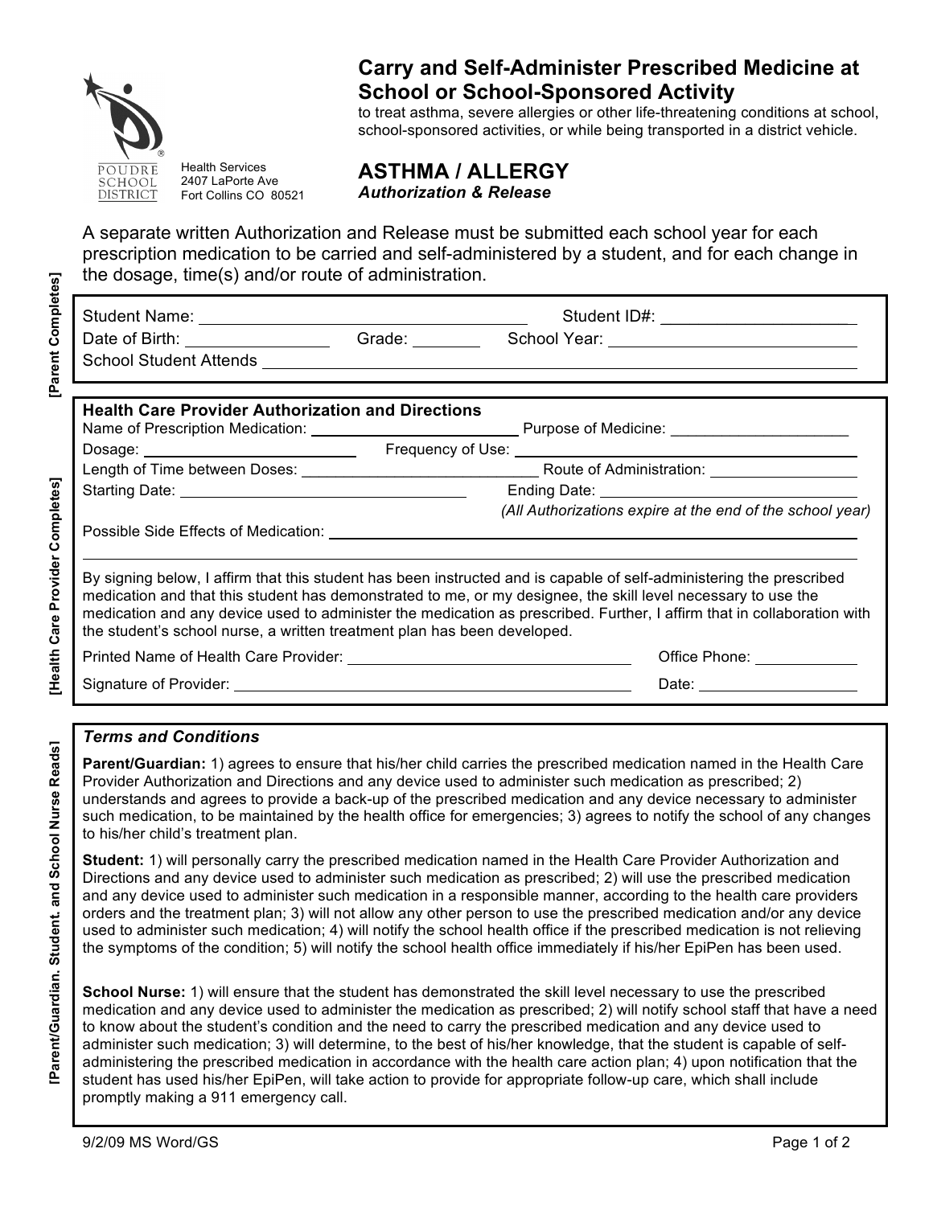POUDRE SCHOOL DISTRICT

Health Services
2407 LaPorte Ave
Fort Collins CO 80521

# Carry and Self-Administer Prescribed Medicine at School or School-Sponsored Activity

to treat asthma, severe allergies or other life-threatening conditions at school, school-sponsored activities, or while being transported in a district vehicle.

## ASTHMA / ALLERGY

***Authorization & Release***

A separate written Authorization and Release must be submitted each school year for each prescription medication to be carried and self-administered by a student, and for each change in the dosage, time(s) and/or route of administration.

**[Parent Completes]**

Student Name: ______________________ Student ID#: ______________________
Date of Birth: ____________ Grade: ________ School Year: ______________________
School Student Attends ______________________________________________

**[Health Care Provider Completes]**

**Health Care Provider Authorization and Directions**

Name of Prescription Medication: ______________________ Purpose of Medicine: ______________________
Dosage: ______________________ Frequency of Use: ______________________
Length of Time between Doses: ______________________ Route of Administration: ______________________
Starting Date: ______________________ Ending Date: ______________________
*(All Authorizations expire at the end of the school year)*
Possible Side Effects of Medication: ______________________________________________

______________________________________________

By signing below, I affirm that this student has been instructed and is capable of self-administering the prescribed medication and that this student has demonstrated to me, or my designee, the skill level necessary to use the medication and any device used to administer the medication as prescribed. Further, I affirm that in collaboration with the student's school nurse, a written treatment plan has been developed.

Printed Name of Health Care Provider: ______________________ Office Phone: ____________
Signature of Provider: ______________________ Date: ____________

**[Parent/Guardian. Student. and School Nurse Reads]**

***Terms and Conditions***

**Parent/Guardian:** 1) agrees to ensure that his/her child carries the prescribed medication named in the Health Care Provider Authorization and Directions and any device used to administer such medication as prescribed; 2) understands and agrees to provide a back-up of the prescribed medication and any device necessary to administer such medication, to be maintained by the health office for emergencies; 3) agrees to notify the school of any changes to his/her child's treatment plan.

**Student:** 1) will personally carry the prescribed medication named in the Health Care Provider Authorization and Directions and any device used to administer such medication as prescribed; 2) will use the prescribed medication and any device used to administer such medication in a responsible manner, according to the health care providers orders and the treatment plan; 3) will not allow any other person to use the prescribed medication and/or any device used to administer such medication; 4) will notify the school health office if the prescribed medication is not relieving the symptoms of the condition; 5) will notify the school health office immediately if his/her EpiPen has been used.

**School Nurse:** 1) will ensure that the student has demonstrated the skill level necessary to use the prescribed medication and any device used to administer the medication as prescribed; 2) will notify school staff that have a need to know about the student's condition and the need to carry the prescribed medication and any device used to administer such medication; 3) will determine, to the best of his/her knowledge, that the student is capable of self-administering the prescribed medication in accordance with the health care action plan; 4) upon notification that the student has used his/her EpiPen, will take action to provide for appropriate follow-up care, which shall include promptly making a 911 emergency call.

9/2/09 MS Word/GS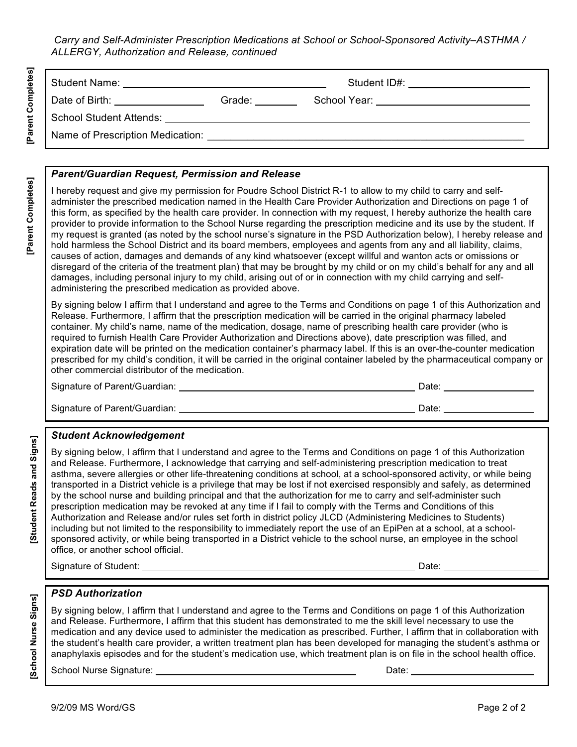*Carry and Self-Administer Prescription Medications at School or School-Sponsored Activity–ASTHMA / ALLERGY, Authorization and Release, continued*

[Parent Completes]

Student Name: ______________________________ Student ID#: ____________________

Date of Birth: ______________ Grade: _______ School Year: ______________________

School Student Attends: ____________________________________________________

Name of Prescription Medication: ____________________________________________

[Parent Completes]

### *Parent/Guardian Request, Permission and Release*

I hereby request and give my permission for Poudre School District R-1 to allow to my child to carry and self-administer the prescribed medication named in the Health Care Provider Authorization and Directions on page 1 of this form, as specified by the health care provider. In connection with my request, I hereby authorize the health care provider to provide information to the School Nurse regarding the prescription medicine and its use by the student. If my request is granted (as noted by the school nurse's signature in the PSD Authorization below), I hereby release and hold harmless the School District and its board members, employees and agents from any and all liability, claims, causes of action, damages and demands of any kind whatsoever (except willful and wanton acts or omissions or disregard of the criteria of the treatment plan) that may be brought by my child or on my child's behalf for any and all damages, including personal injury to my child, arising out of or in connection with my child carrying and self-administering the prescribed medication as provided above.

By signing below I affirm that I understand and agree to the Terms and Conditions on page 1 of this Authorization and Release. Furthermore, I affirm that the prescription medication will be carried in the original pharmacy labeled container. My child's name, name of the medication, dosage, name of prescribing health care provider (who is required to furnish Health Care Provider Authorization and Directions above), date prescription was filled, and expiration date will be printed on the medication container's pharmacy label. If this is an over-the-counter medication prescribed for my child's condition, it will be carried in the original container labeled by the pharmaceutical company or other commercial distributor of the medication.

Signature of Parent/Guardian: ______________________________ Date: ______________

Signature of Parent/Guardian: ______________________________ Date: ______________

[Student Reads and Signs]

### *Student Acknowledgement*

By signing below, I affirm that I understand and agree to the Terms and Conditions on page 1 of this Authorization and Release. Furthermore, I acknowledge that carrying and self-administering prescription medication to treat asthma, severe allergies or other life-threatening conditions at school, at a school-sponsored activity, or while being transported in a District vehicle is a privilege that may be lost if not exercised responsibly and safely, as determined by the school nurse and building principal and that the authorization for me to carry and self-administer such prescription medication may be revoked at any time if I fail to comply with the Terms and Conditions of this Authorization and Release and/or rules set forth in district policy JLCD (Administering Medicines to Students) including but not limited to the responsibility to immediately report the use of an EpiPen at a school, at a school-sponsored activity, or while being transported in a District vehicle to the school nurse, an employee in the school office, or another school official.

Signature of Student: ______________________________ Date: ______________

[School Nurse Signs]

### *PSD Authorization*

By signing below, I affirm that I understand and agree to the Terms and Conditions on page 1 of this Authorization and Release. Furthermore, I affirm that this student has demonstrated to me the skill level necessary to use the medication and any device used to administer the medication as prescribed. Further, I affirm that in collaboration with the student's health care provider, a written treatment plan has been developed for managing the student's asthma or anaphylaxis episodes and for the student's medication use, which treatment plan is on file in the school health office.

School Nurse Signature: ______________________________ Date: ______________

9/2/09 MS Word/GS